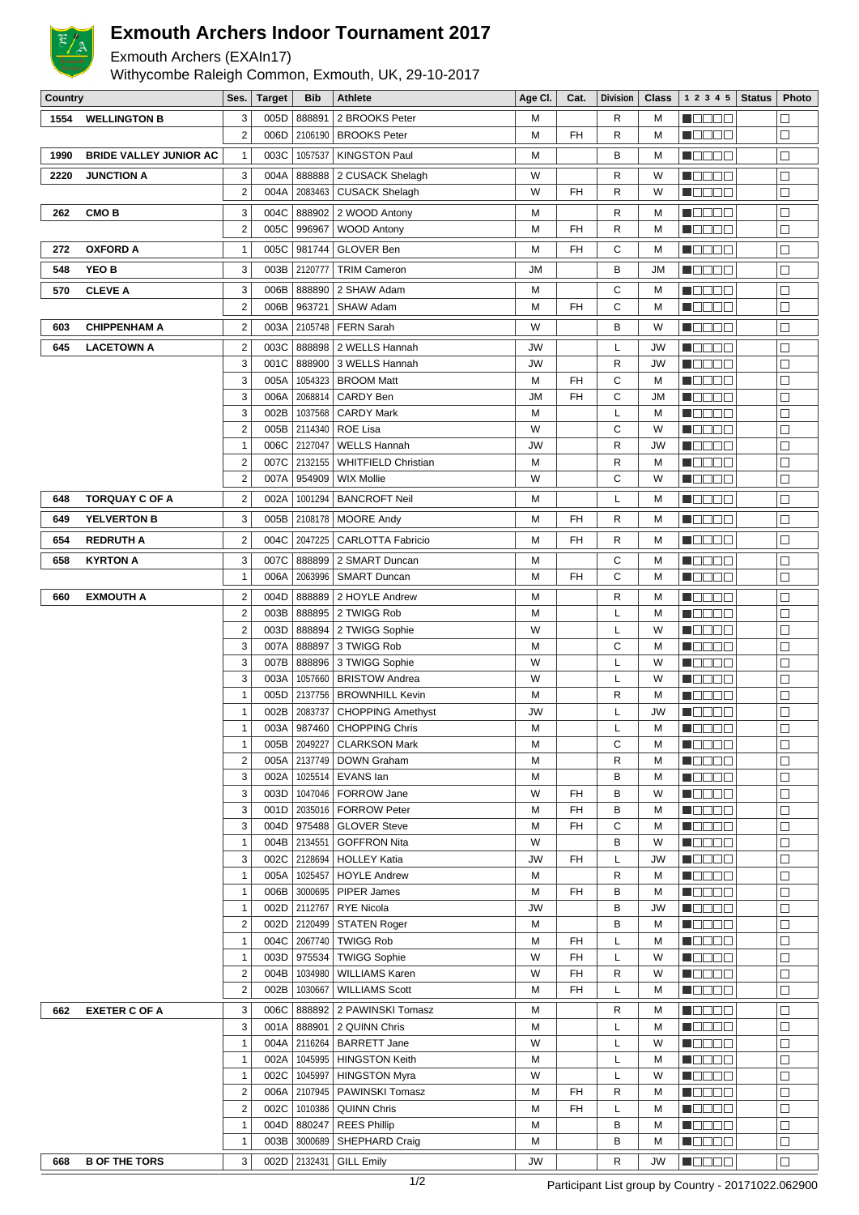# Exmouth Archers Indoor Tournament 2017

Exmouth Archers (EXAIn17)

Withycombe Raleigh Common, Exmouth, UK, 29-10-2017

| Country | | Ses. | Target | Bib | Athlete | Age Cl. | Cat. | Division | Class | 1 2 3 4 5 | Status | Photo |
|---|---|---|---|---|---|---|---|---|---|---|---|---|
| 1554 | WELLINGTON B | 3 | 005D | 888891 | 2 BROOKS Peter | M | | R | M | | | |
| | | 2 | 006D | 2106190 | BROOKS Peter | M | FH | R | M | | | |
| 1990 | BRIDE VALLEY JUNIOR AC | 1 | 003C | 1057537 | KINGSTON Paul | M | | B | M | | | |
| 2220 | JUNCTION A | 3 | 004A | 888888 | 2 CUSACK Shelagh | W | | R | W | | | |
| | | 2 | 004A | 2083463 | CUSACK Shelagh | W | FH | R | W | | | |
| 262 | CMO B | 3 | 004C | 888902 | 2 WOOD Antony | M | | R | M | | | |
| | | 2 | 005C | 996967 | WOOD Antony | M | FH | R | M | | | |
| 272 | OXFORD A | 1 | 005C | 981744 | GLOVER Ben | M | FH | C | M | | | |
| 548 | YEO B | 3 | 003B | 2120777 | TRIM Cameron | JM | | B | JM | | | |
| 570 | CLEVE A | 3 | 006B | 888890 | 2 SHAW Adam | M | | C | M | | | |
| | | 2 | 006B | 963721 | SHAW Adam | M | FH | C | M | | | |
| 603 | CHIPPENHAM A | 2 | 003A | 2105748 | FERN Sarah | W | | B | W | | | |
| 645 | LACETOWN A | 2 | 003C | 888898 | 2 WELLS Hannah | JW | | L | JW | | | |
| | | 3 | 001C | 888900 | 3 WELLS Hannah | JW | | R | JW | | | |
| | | 3 | 005A | 1054323 | BROOM Matt | M | FH | C | M | | | |
| | | 3 | 006A | 2068814 | CARDY Ben | JM | FH | C | JM | | | |
| | | 3 | 002B | 1037568 | CARDY Mark | M | | L | M | | | |
| | | 2 | 005B | 2114340 | ROE Lisa | W | | C | W | | | |
| | | 1 | 006C | 2127047 | WELLS Hannah | JW | | R | JW | | | |
| | | 2 | 007C | 2132155 | WHITFIELD Christian | M | | R | M | | | |
| | | 2 | 007A | 954909 | WIX Mollie | W | | C | W | | | |
| 648 | TORQUAY C OF A | 2 | 002A | 1001294 | BANCROFT Neil | M | | L | M | | | |
| 649 | YELVERTON B | 3 | 005B | 2108178 | MOORE Andy | M | FH | R | M | | | |
| 654 | REDRUTH A | 2 | 004C | 2047225 | CARLOTTA Fabricio | M | FH | R | M | | | |
| 658 | KYRTON A | 3 | 007C | 888899 | 2 SMART Duncan | M | | C | M | | | |
| | | 1 | 006A | 2063996 | SMART Duncan | M | FH | C | M | | | |
| 660 | EXMOUTH A | 2 | 004D | 888889 | 2 HOYLE Andrew | M | | R | M | | | |
| | | 2 | 003B | 888895 | 2 TWIGG Rob | M | | L | M | | | |
| | | 2 | 003D | 888894 | 2 TWIGG Sophie | W | | L | W | | | |
| | | 3 | 007A | 888897 | 3 TWIGG Rob | M | | C | M | | | |
| | | 3 | 007B | 888896 | 3 TWIGG Sophie | W | | L | W | | | |
| | | 3 | 003A | 1057660 | BRISTOW Andrea | W | | L | W | | | |
| | | 1 | 005D | 2137756 | BROWNHILL Kevin | M | | R | M | | | |
| | | 1 | 002B | 2083737 | CHOPPING Amethyst | JW | | L | JW | | | |
| | | 1 | 003A | 987460 | CHOPPING Chris | M | | L | M | | | |
| | | 1 | 005B | 2049227 | CLARKSON Mark | M | | C | M | | | |
| | | 2 | 005A | 2137749 | DOWN Graham | M | | R | M | | | |
| | | 3 | 002A | 1025514 | EVANS Ian | M | | B | M | | | |
| | | 3 | 003D | 1047046 | FORROW Jane | W | FH | B | W | | | |
| | | 3 | 001D | 2035016 | FORROW Peter | M | FH | B | M | | | |
| | | 3 | 004D | 975488 | GLOVER Steve | M | FH | C | M | | | |
| | | 1 | 004B | 2134551 | GOFFRON Nita | W | | B | W | | | |
| | | 3 | 002C | 2128694 | HOLLEY Katia | JW | FH | L | JW | | | |
| | | 1 | 005A | 1025457 | HOYLE Andrew | M | | R | M | | | |
| | | 1 | 006B | 3000695 | PIPER James | M | FH | B | M | | | |
| | | 1 | 002D | 2112767 | RYE Nicola | JW | | B | JW | | | |
| | | 2 | 002D | 2120499 | STATEN Roger | M | | B | M | | | |
| | | 1 | 004C | 2067740 | TWIGG Rob | M | FH | L | M | | | |
| | | 1 | 003D | 975534 | TWIGG Sophie | W | FH | L | W | | | |
| | | 2 | 004B | 1034980 | WILLIAMS Karen | W | FH | R | W | | | |
| | | 2 | 002B | 1030667 | WILLIAMS Scott | M | FH | L | M | | | |
| 662 | EXETER C OF A | 3 | 006C | 888892 | 2 PAWINSKI Tomasz | M | | R | M | | | |
| | | 3 | 001A | 888901 | 2 QUINN Chris | M | | L | M | | | |
| | | 1 | 004A | 2116264 | BARRETT Jane | W | | L | W | | | |
| | | 1 | 002A | 1045995 | HINGSTON Keith | M | | L | M | | | |
| | | 1 | 002C | 1045997 | HINGSTON Myra | W | | L | W | | | |
| | | 2 | 006A | 2107945 | PAWINSKI Tomasz | M | FH | R | M | | | |
| | | 2 | 002C | 1010386 | QUINN Chris | M | FH | L | M | | | |
| | | 1 | 004D | 880247 | REES Phillip | M | | B | M | | | |
| | | 1 | 003B | 3000689 | SHEPHARD Craig | M | | B | M | | | |
| 668 | B OF THE TORS | 3 | 002D | 2132431 | GILL Emily | JW | | R | JW | | | |

Participant List group by Country - 20171022.062900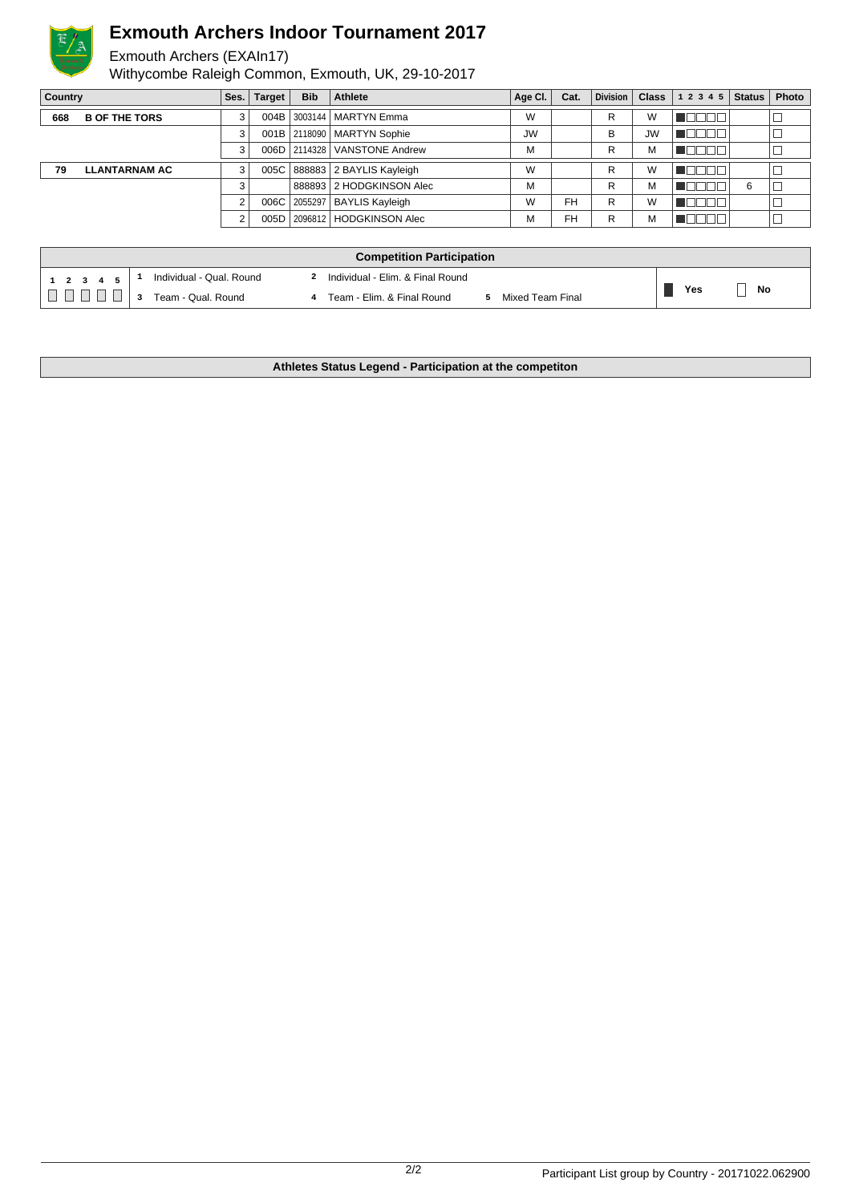# Exmouth Archers Indoor Tournament 2017

Exmouth Archers (EXAIn17)
Withycombe Raleigh Common, Exmouth, UK, 29-10-2017

| Country | Ses. | Target | Bib | Athlete | Age Cl. | Cat. | Division | Class | 1 2 3 4 5 | Status | Photo |
|---|---|---|---|---|---|---|---|---|---|---|---|
| **668 B OF THE TORS** | 3 | 004B | 3003144 | MARTYN Emma | W | | R | W | ■□□□□ | | □ |
| | 3 | 001B | 2118090 | MARTYN Sophie | JW | | B | JW | ■□□□□ | | □ |
| | 3 | 006D | 2114328 | VANSTONE Andrew | M | | R | M | ■□□□□ | | □ |
| **79 LLANTARNAM AC** | 3 | 005C | 888883 | 2 BAYLIS Kayleigh | W | | R | W | ■□□□□ | | □ |
| | 3 | | 888893 | 2 HODGKINSON Alec | M | | R | M | ■□□□□ | 6 | □ |
| | 2 | 006C | 2055297 | BAYLIS Kayleigh | W | FH | R | W | ■□□□□ | | □ |
| | 2 | 005D | 2096812 | HODGKINSON Alec | M | FH | R | M | ■□□□□ | | □ |

**Competition Participation**

1 2 3 4 5

1 Individual - Qual. Round
2 Individual - Elim. & Final Round
3 Team - Qual. Round
4 Team - Elim. & Final Round
5 Mixed Team Final

■ Yes □ No

**Athletes Status Legend - Participation at the competiton**

Participant List group by Country - 20171022.062900